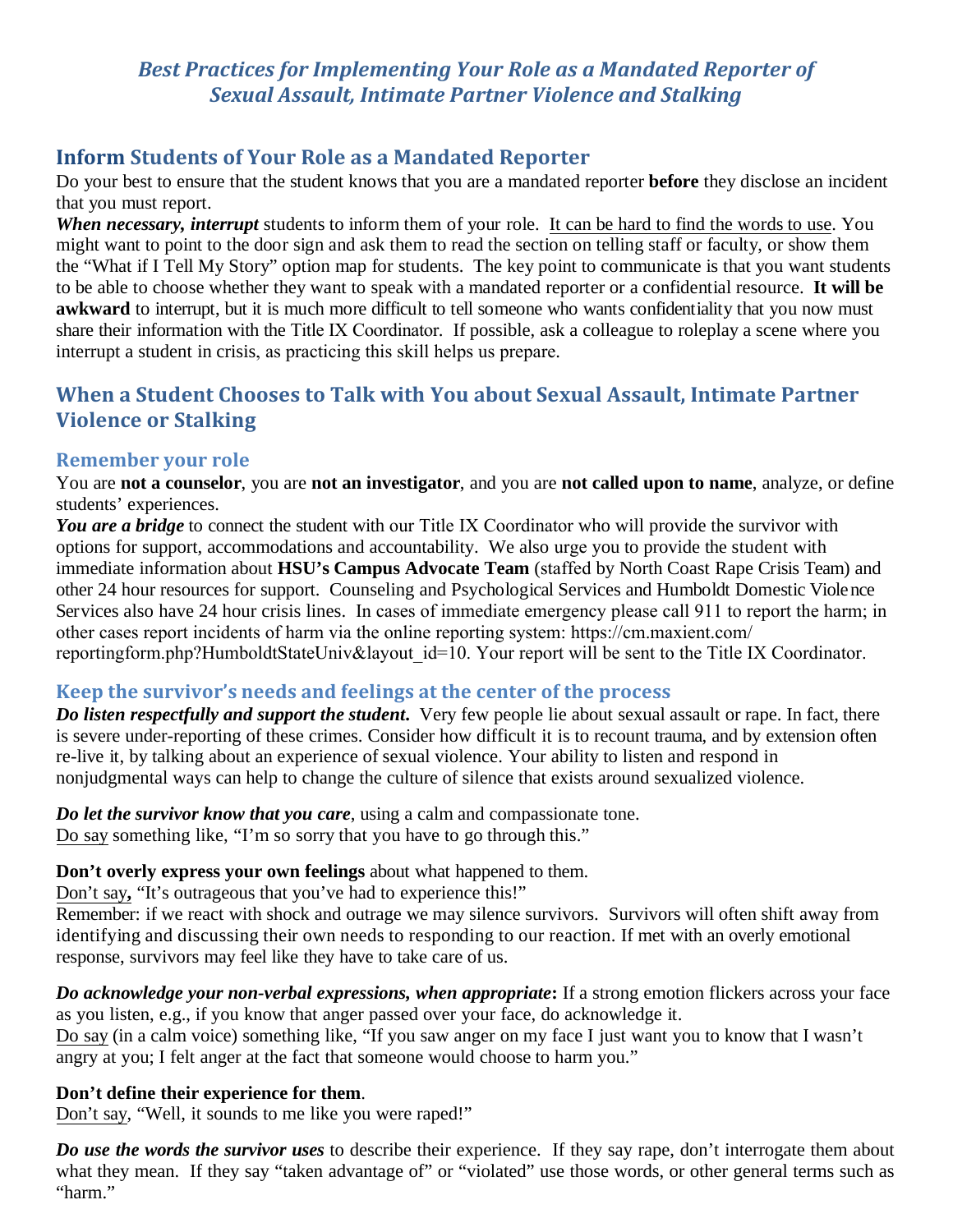# *Best Practices for Implementing Your Role as a Mandated Reporter of Sexual Assault, Intimate Partner Violence and Stalking*

## Inform Students of Your Role as a Mandated Reporter

Do your best to ensure that the student knows that you are a mandated reporter **before** they disclose an incident that you must report.

***When necessary, interrupt*** students to inform them of your role. <u>It can be hard to find the words to use</u>. You might want to point to the door sign and ask them to read the section on telling staff or faculty, or show them the "What if I Tell My Story" option map for students. The key point to communicate is that you want students to be able to choose whether they want to speak with a mandated reporter or a confidential resource. **It will be awkward** to interrupt, but it is much more difficult to tell someone who wants confidentiality that you now must share their information with the Title IX Coordinator. If possible, ask a colleague to roleplay a scene where you interrupt a student in crisis, as practicing this skill helps us prepare.

## When a Student Chooses to Talk with You about Sexual Assault, Intimate Partner Violence or Stalking

### Remember your role

You are **not a counselor**, you are **not an investigator**, and you are **not called upon to name**, analyze, or define students' experiences.

***You are a bridge*** to connect the student with our Title IX Coordinator who will provide the survivor with options for support, accommodations and accountability. We also urge you to provide the student with immediate information about **HSU's Campus Advocate Team** (staffed by North Coast Rape Crisis Team) and other 24 hour resources for support. Counseling and Psychological Services and Humboldt Domestic Violence Services also have 24 hour crisis lines. In cases of immediate emergency please call 911 to report the harm; in other cases report incidents of harm via the online reporting system: https://cm.maxient.com/reportingform.php?HumboldtStateUniv&layout_id=10. Your report will be sent to the Title IX Coordinator.

### Keep the survivor's needs and feelings at the center of the process

***Do listen respectfully and support the student.*** Very few people lie about sexual assault or rape. In fact, there is severe under-reporting of these crimes. Consider how difficult it is to recount trauma, and by extension often re-live it, by talking about an experience of sexual violence. Your ability to listen and respond in nonjudgmental ways can help to change the culture of silence that exists around sexualized violence.

***Do let the survivor know that you care***, using a calm and compassionate tone.
<u>Do say</u> something like, "I'm so sorry that you have to go through this."

**Don't overly express your own feelings** about what happened to them.
<u>Don't say</u>**,** "It's outrageous that you've had to experience this!"
Remember: if we react with shock and outrage we may silence survivors. Survivors will often shift away from identifying and discussing their own needs to responding to our reaction. If met with an overly emotional response, survivors may feel like they have to take care of us.

***Do acknowledge your non-verbal expressions, when appropriate*:** If a strong emotion flickers across your face as you listen, e.g., if you know that anger passed over your face, do acknowledge it.
<u>Do say</u> (in a calm voice) something like, "If you saw anger on my face I just want you to know that I wasn't angry at you; I felt anger at the fact that someone would choose to harm you."

**Don't define their experience for them**.
<u>Don't say</u>, "Well, it sounds to me like you were raped!"

***Do use the words the survivor uses*** to describe their experience. If they say rape, don't interrogate them about what they mean. If they say "taken advantage of" or "violated" use those words, or other general terms such as "harm."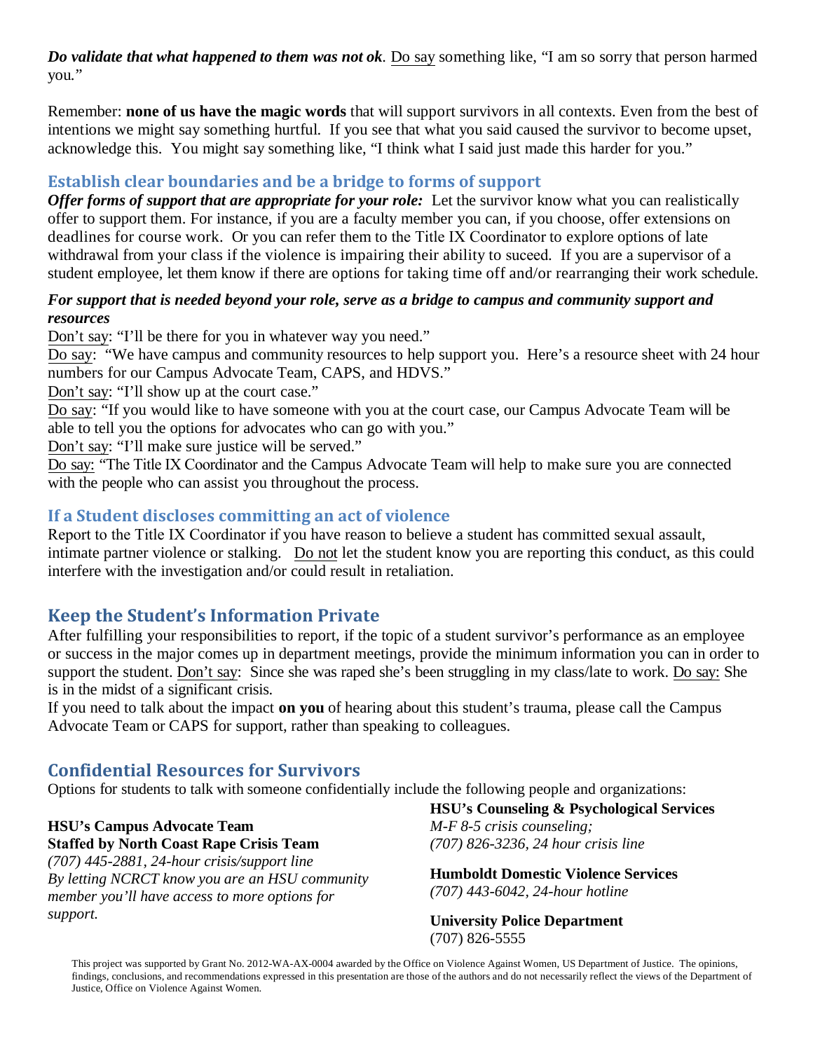***Do validate that what happened to them was not ok***. Do say something like, "I am so sorry that person harmed you."

Remember: **none of us have the magic words** that will support survivors in all contexts. Even from the best of intentions we might say something hurtful. If you see that what you said caused the survivor to become upset, acknowledge this. You might say something like, "I think what I said just made this harder for you."

### Establish clear boundaries and be a bridge to forms of support

***Offer forms of support that are appropriate for your role:*** Let the survivor know what you can realistically offer to support them. For instance, if you are a faculty member you can, if you choose, offer extensions on deadlines for course work. Or you can refer them to the Title IX Coordinator to explore options of late withdrawal from your class if the violence is impairing their ability to suceed. If you are a supervisor of a student employee, let them know if there are options for taking time off and/or rearranging their work schedule.

***For support that is needed beyond your role, serve as a bridge to campus and community support and resources***

Don't say: "I'll be there for you in whatever way you need."
Do say: "We have campus and community resources to help support you. Here's a resource sheet with 24 hour numbers for our Campus Advocate Team, CAPS, and HDVS."
Don't say: "I'll show up at the court case."
Do say: "If you would like to have someone with you at the court case, our Campus Advocate Team will be able to tell you the options for advocates who can go with you."
Don't say: "I'll make sure justice will be served."
Do say: "The Title IX Coordinator and the Campus Advocate Team will help to make sure you are connected with the people who can assist you throughout the process.

### If a Student discloses committing an act of violence

Report to the Title IX Coordinator if you have reason to believe a student has committed sexual assault, intimate partner violence or stalking. Do not let the student know you are reporting this conduct, as this could interfere with the investigation and/or could result in retaliation.

## Keep the Student's Information Private

After fulfilling your responsibilities to report, if the topic of a student survivor's performance as an employee or success in the major comes up in department meetings, provide the minimum information you can in order to support the student. Don't say: Since she was raped she's been struggling in my class/late to work. Do say: She is in the midst of a significant crisis.
If you need to talk about the impact **on you** of hearing about this student's trauma, please call the Campus Advocate Team or CAPS for support, rather than speaking to colleagues.

## Confidential Resources for Survivors

Options for students to talk with someone confidentially include the following people and organizations:

**HSU's Campus Advocate Team**
**Staffed by North Coast Rape Crisis Team**
*(707) 445-2881, 24-hour crisis/support line*
*By letting NCRCT know you are an HSU community member you'll have access to more options for support.*

**HSU's Counseling & Psychological Services**
*M-F 8-5 crisis counseling;*
*(707) 826-3236, 24 hour crisis line*

**Humboldt Domestic Violence Services**
*(707) 443-6042, 24-hour hotline*

**University Police Department**
(707) 826-5555

This project was supported by Grant No. 2012-WA-AX-0004 awarded by the Office on Violence Against Women, US Department of Justice. The opinions, findings, conclusions, and recommendations expressed in this presentation are those of the authors and do not necessarily reflect the views of the Department of Justice, Office on Violence Against Women.